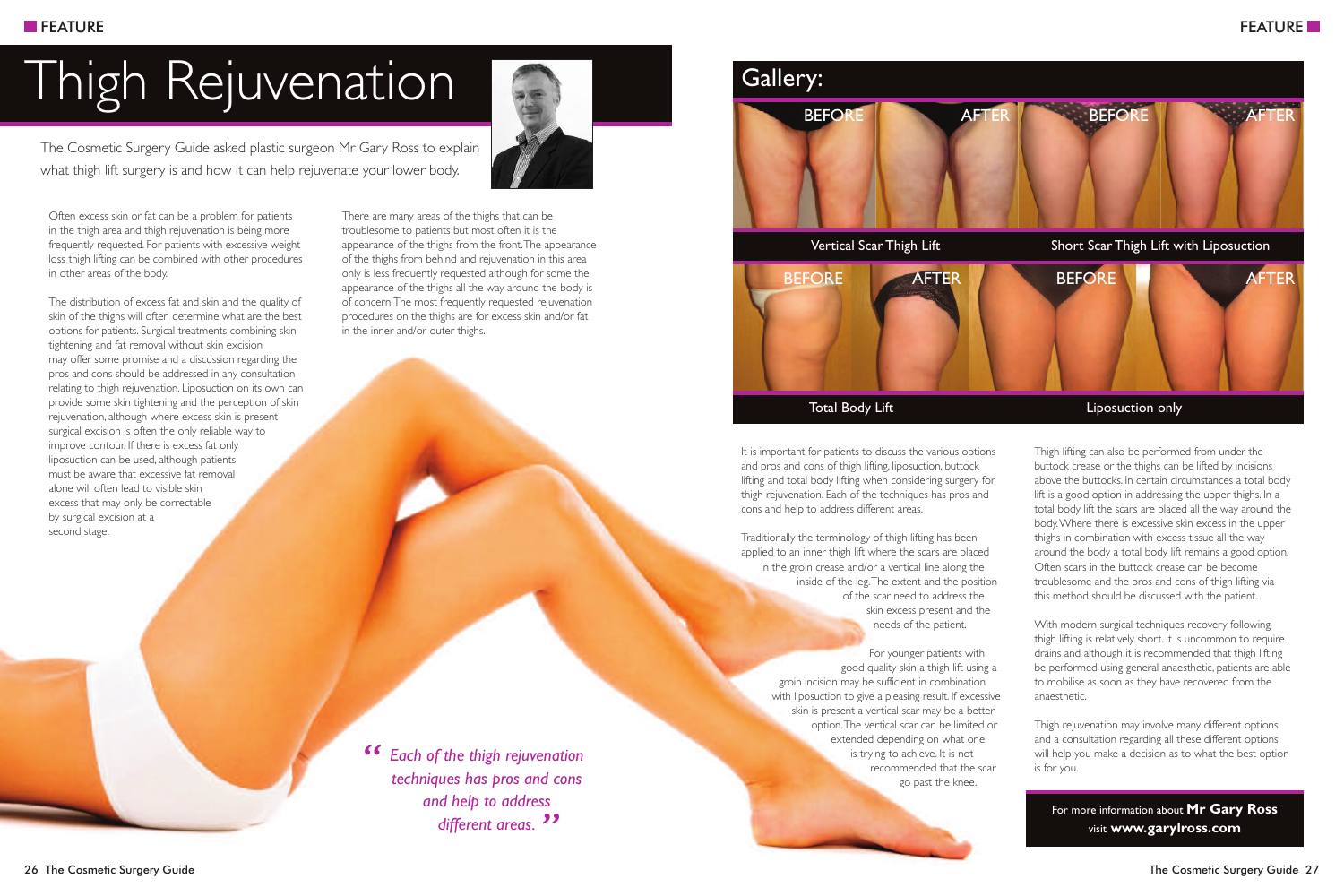# Thigh Rejuvenation

The Cosmetic Surgery Guide asked plastic surgeon Mr Gary Ross to explain what thigh lift surgery is and how it can help rejuvenate your lower body.

Often excess skin or fat can be a problem for patients in the thigh area and thigh rejuvenation is being more frequently requested. For patients with excessive weight loss thigh lifting can be combined with other procedures in other areas of the body.

The distribution of excess fat and skin and the quality of skin of the thighs will often determine what are the best options for patients. Surgical treatments combining skin tightening and fat removal without skin excision may offer some promise and a discussion regarding the pros and cons should be addressed in any consultation relating to thigh rejuvenation. Liposuction on its own can provide some skin tightening and the perception of skin rejuvenation, although where excess skin is present surgical excision is often the only reliable way to improve contour. If there is excess fat only liposuction can be used, although patients must be aware that excessive fat removal alone will often lead to visible skin excess that may only be correctable by surgical excision at a second stage.

There are many areas of the thighs that can be troublesome to patients but most often it is the appearance of the thighs from the front. The appearance of the thighs from behind and rejuvenation in this area only is less frequently requested although for some the appearance of the thighs all the way around the body is of concern. The most frequently requested rejuvenation procedures on the thighs are for excess skin and/or fat in the inner and/or outer thighs.

> *“Each of the thigh rejuvenation techniques has pros and cons and help to address different areas.”*

## Gallery:

BEFORE / AFTER — Vertical Scar Thigh Lift

BEFORE / AFTER — Short Scar Thigh Lift with Liposuction

BEFORE / AFTER — Total Body Lift

BEFORE / AFTER — Liposuction only

It is important for patients to discuss the various options and pros and cons of thigh lifting, liposuction, buttock lifting and total body lifting when considering surgery for thigh rejuvenation. Each of the techniques has pros and cons and help to address different areas.

Traditionally the terminology of thigh lifting has been applied to an inner thigh lift where the scars are placed in the groin crease and/or a vertical line along the inside of the leg. The extent and the position of the scar need to address the skin excess present and the needs of the patient.

For younger patients with good quality skin a thigh lift using a groin incision may be sufficient in combination with liposuction to give a pleasing result. If excessive skin is present a vertical scar may be a better option. The vertical scar can be limited or extended depending on what one is trying to achieve. It is not recommended that the scar go past the knee.

Thigh lifting can also be performed from under the buttock crease or the thighs can be lifted by incisions above the buttocks. In certain circumstances a total body lift is a good option in addressing the upper thighs. In a total body lift the scars are placed all the way around the body. Where there is excessive skin excess in the upper thighs in combination with excess tissue all the way around the body a total body lift remains a good option. Often scars in the buttock crease can be become troublesome and the pros and cons of thigh lifting via this method should be discussed with the patient.

With modern surgical techniques recovery following thigh lifting is relatively short. It is uncommon to require drains and although it is recommended that thigh lifting be performed using general anaesthetic, patients are able to mobilise as soon as they have recovered from the anaesthetic.

Thigh rejuvenation may involve many different options and a consultation regarding all these different options will help you make a decision as to what the best option is for you.

For more information about **Mr Gary Ross** visit **www.garylross.com**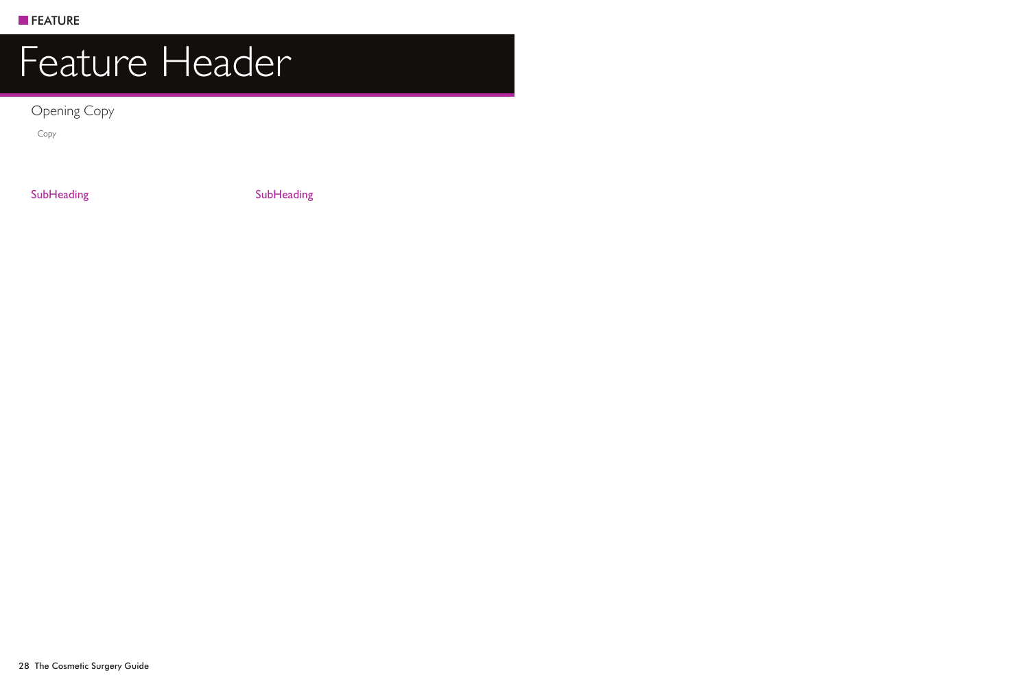FEATURE

# Feature Header

Opening Copy

Copy

### SubHeading

### SubHeading